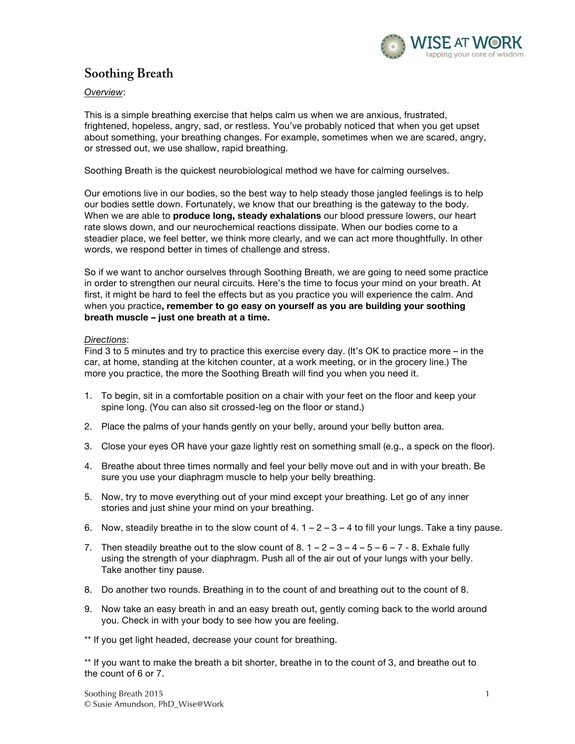# Soothing Breath

*Overview*:

This is a simple breathing exercise that helps calm us when we are anxious, frustrated, frightened, hopeless, angry, sad, or restless. You've probably noticed that when you get upset about something, your breathing changes. For example, sometimes when we are scared, angry, or stressed out, we use shallow, rapid breathing.

Soothing Breath is the quickest neurobiological method we have for calming ourselves.

Our emotions live in our bodies, so the best way to help steady those jangled feelings is to help our bodies settle down. Fortunately, we know that our breathing is the gateway to the body. When we are able to **produce long, steady exhalations** our blood pressure lowers, our heart rate slows down, and our neurochemical reactions dissipate. When our bodies come to a steadier place, we feel better, we think more clearly, and we can act more thoughtfully. In other words, we respond better in times of challenge and stress.

So if we want to anchor ourselves through Soothing Breath, we are going to need some practice in order to strengthen our neural circuits. Here's the time to focus your mind on your breath. At first, it might be hard to feel the effects but as you practice you will experience the calm. And when you practice**, remember to go easy on yourself as you are building your soothing breath muscle – just one breath at a time.**

*Directions*:

Find 3 to 5 minutes and try to practice this exercise every day. (It's OK to practice more – in the car, at home, standing at the kitchen counter, at a work meeting, or in the grocery line.) The more you practice, the more the Soothing Breath will find you when you need it.

1. To begin, sit in a comfortable position on a chair with your feet on the floor and keep your spine long. (You can also sit crossed-leg on the floor or stand.)
2. Place the palms of your hands gently on your belly, around your belly button area.
3. Close your eyes OR have your gaze lightly rest on something small (e.g., a speck on the floor).
4. Breathe about three times normally and feel your belly move out and in with your breath. Be sure you use your diaphragm muscle to help your belly breathing.
5. Now, try to move everything out of your mind except your breathing. Let go of any inner stories and just shine your mind on your breathing.
6. Now, steadily breathe in to the slow count of 4. 1 – 2 – 3 – 4 to fill your lungs. Take a tiny pause.
7. Then steadily breathe out to the slow count of 8. 1 – 2 – 3 – 4 – 5 – 6 – 7 - 8. Exhale fully using the strength of your diaphragm. Push all of the air out of your lungs with your belly. Take another tiny pause.
8. Do another two rounds. Breathing in to the count of and breathing out to the count of 8.
9. Now take an easy breath in and an easy breath out, gently coming back to the world around you. Check in with your body to see how you are feeling.

** If you get light headed, decrease your count for breathing.

** If you want to make the breath a bit shorter, breathe in to the count of 3, and breathe out to the count of 6 or 7.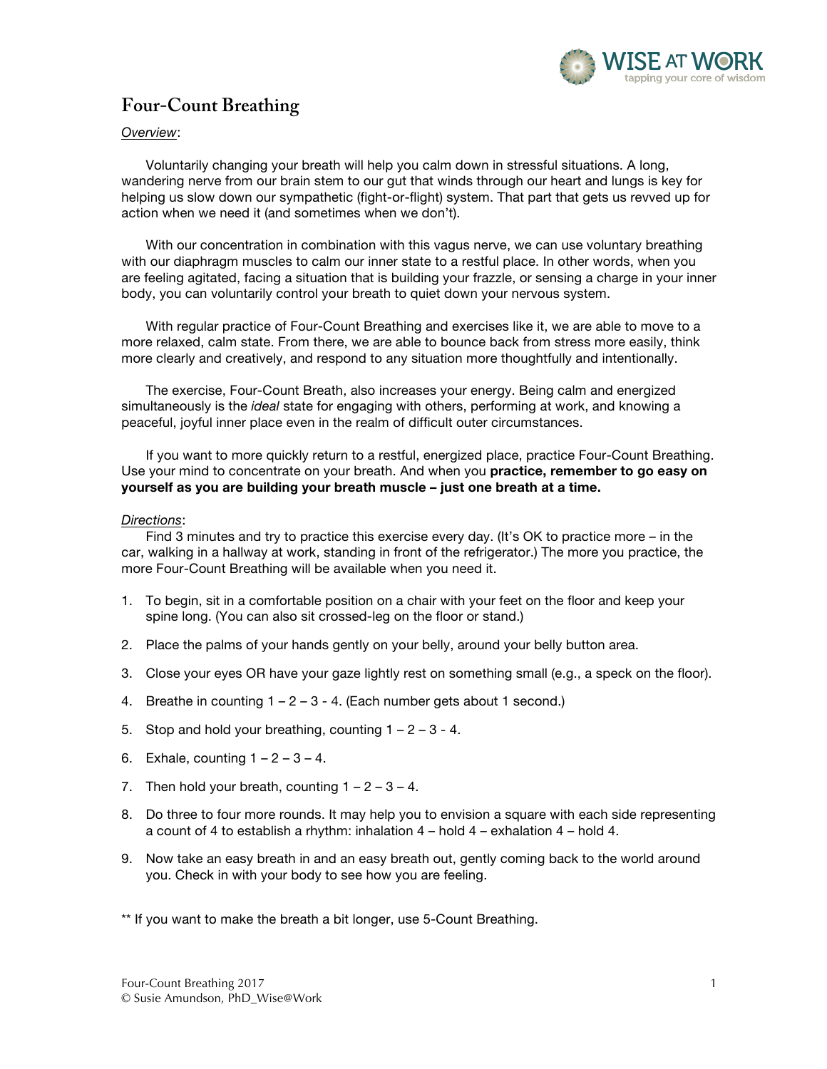# Four-Count Breathing

*Overview*:

Voluntarily changing your breath will help you calm down in stressful situations. A long, wandering nerve from our brain stem to our gut that winds through our heart and lungs is key for helping us slow down our sympathetic (fight-or-flight) system. That part that gets us revved up for action when we need it (and sometimes when we don't).

With our concentration in combination with this vagus nerve, we can use voluntary breathing with our diaphragm muscles to calm our inner state to a restful place. In other words, when you are feeling agitated, facing a situation that is building your frazzle, or sensing a charge in your inner body, you can voluntarily control your breath to quiet down your nervous system.

With regular practice of Four-Count Breathing and exercises like it, we are able to move to a more relaxed, calm state. From there, we are able to bounce back from stress more easily, think more clearly and creatively, and respond to any situation more thoughtfully and intentionally.

The exercise, Four-Count Breath, also increases your energy. Being calm and energized simultaneously is the *ideal* state for engaging with others, performing at work, and knowing a peaceful, joyful inner place even in the realm of difficult outer circumstances.

If you want to more quickly return to a restful, energized place, practice Four-Count Breathing. Use your mind to concentrate on your breath. And when you **practice, remember to go easy on yourself as you are building your breath muscle – just one breath at a time.**

*Directions*:

Find 3 minutes and try to practice this exercise every day. (It's OK to practice more – in the car, walking in a hallway at work, standing in front of the refrigerator.) The more you practice, the more Four-Count Breathing will be available when you need it.

1. To begin, sit in a comfortable position on a chair with your feet on the floor and keep your spine long. (You can also sit crossed-leg on the floor or stand.)
2. Place the palms of your hands gently on your belly, around your belly button area.
3. Close your eyes OR have your gaze lightly rest on something small (e.g., a speck on the floor).
4. Breathe in counting 1 – 2 – 3 - 4. (Each number gets about 1 second.)
5. Stop and hold your breathing, counting 1 – 2 – 3 - 4.
6. Exhale, counting 1 – 2 – 3 – 4.
7. Then hold your breath, counting 1 – 2 – 3 – 4.
8. Do three to four more rounds. It may help you to envision a square with each side representing a count of 4 to establish a rhythm: inhalation 4 – hold 4 – exhalation 4 – hold 4.
9. Now take an easy breath in and an easy breath out, gently coming back to the world around you. Check in with your body to see how you are feeling.

** If you want to make the breath a bit longer, use 5-Count Breathing.

Four-Count Breathing 2017
© Susie Amundson, PhD_Wise@Work